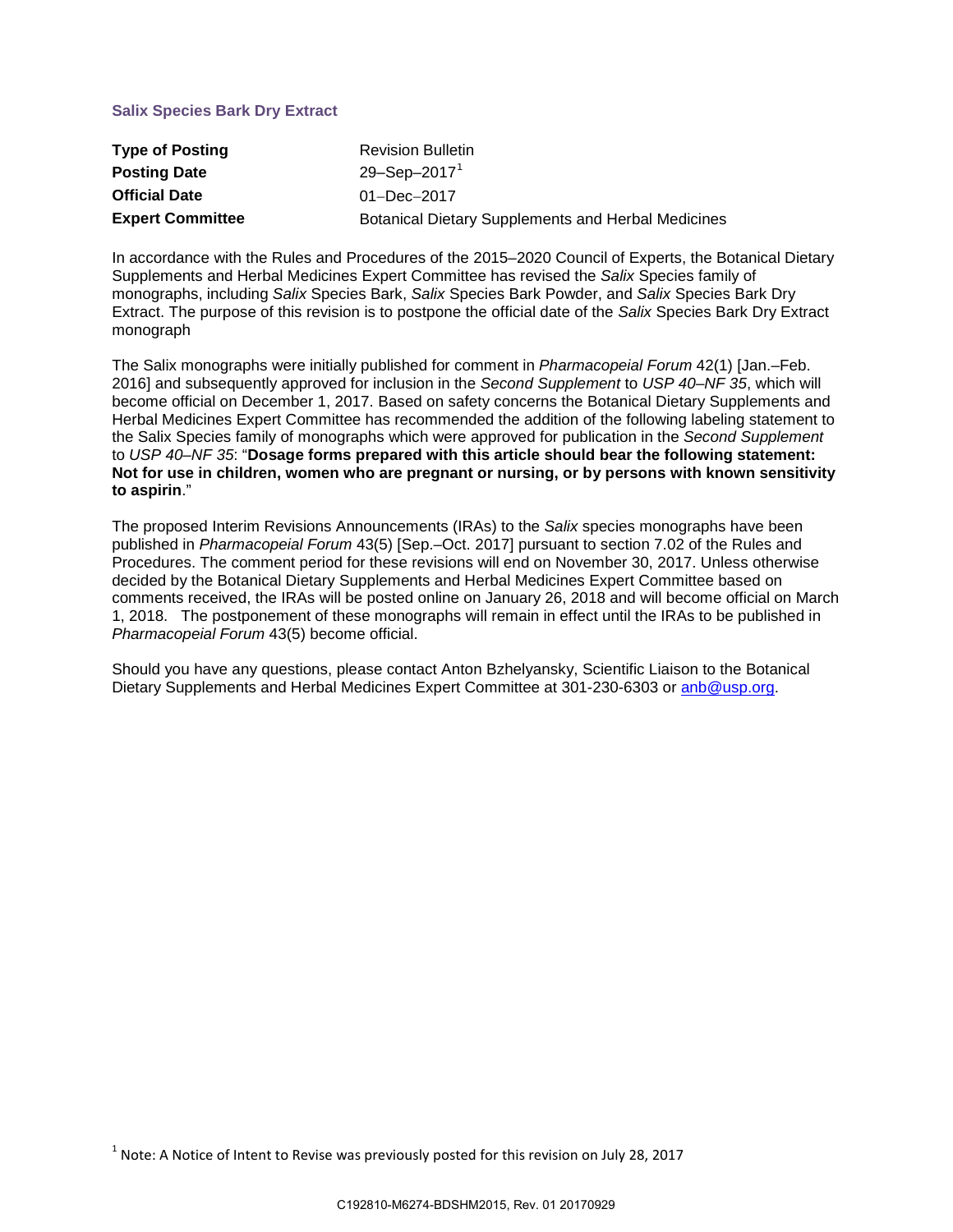## Salix Species Bark Dry Extract

| | |
|---|---|
| **Type of Posting** | Revision Bulletin |
| **Posting Date** | 29–Sep–2017[1] |
| **Official Date** | 01–Dec–2017 |
| **Expert Committee** | Botanical Dietary Supplements and Herbal Medicines |

In accordance with the Rules and Procedures of the 2015–2020 Council of Experts, the Botanical Dietary Supplements and Herbal Medicines Expert Committee has revised the *Salix* Species family of monographs, including *Salix* Species Bark, *Salix* Species Bark Powder, and *Salix* Species Bark Dry Extract. The purpose of this revision is to postpone the official date of the *Salix* Species Bark Dry Extract monograph

The Salix monographs were initially published for comment in *Pharmacopeial Forum* 42(1) [Jan.–Feb. 2016] and subsequently approved for inclusion in the *Second Supplement* to *USP 40–NF 35*, which will become official on December 1, 2017. Based on safety concerns the Botanical Dietary Supplements and Herbal Medicines Expert Committee has recommended the addition of the following labeling statement to the Salix Species family of monographs which were approved for publication in the *Second Supplement* to *USP 40–NF 35*: "**Dosage forms prepared with this article should bear the following statement: Not for use in children, women who are pregnant or nursing, or by persons with known sensitivity to aspirin**."

The proposed Interim Revisions Announcements (IRAs) to the *Salix* species monographs have been published in *Pharmacopeial Forum* 43(5) [Sep.–Oct. 2017] pursuant to section 7.02 of the Rules and Procedures. The comment period for these revisions will end on November 30, 2017. Unless otherwise decided by the Botanical Dietary Supplements and Herbal Medicines Expert Committee based on comments received, the IRAs will be posted online on January 26, 2018 and will become official on March 1, 2018. The postponement of these monographs will remain in effect until the IRAs to be published in *Pharmacopeial Forum* 43(5) become official.

Should you have any questions, please contact Anton Bzhelyansky, Scientific Liaison to the Botanical Dietary Supplements and Herbal Medicines Expert Committee at 301-230-6303 or anb@usp.org.

[1] Note: A Notice of Intent to Revise was previously posted for this revision on July 28, 2017

C192810-M6274-BDSHM2015, Rev. 01 20170929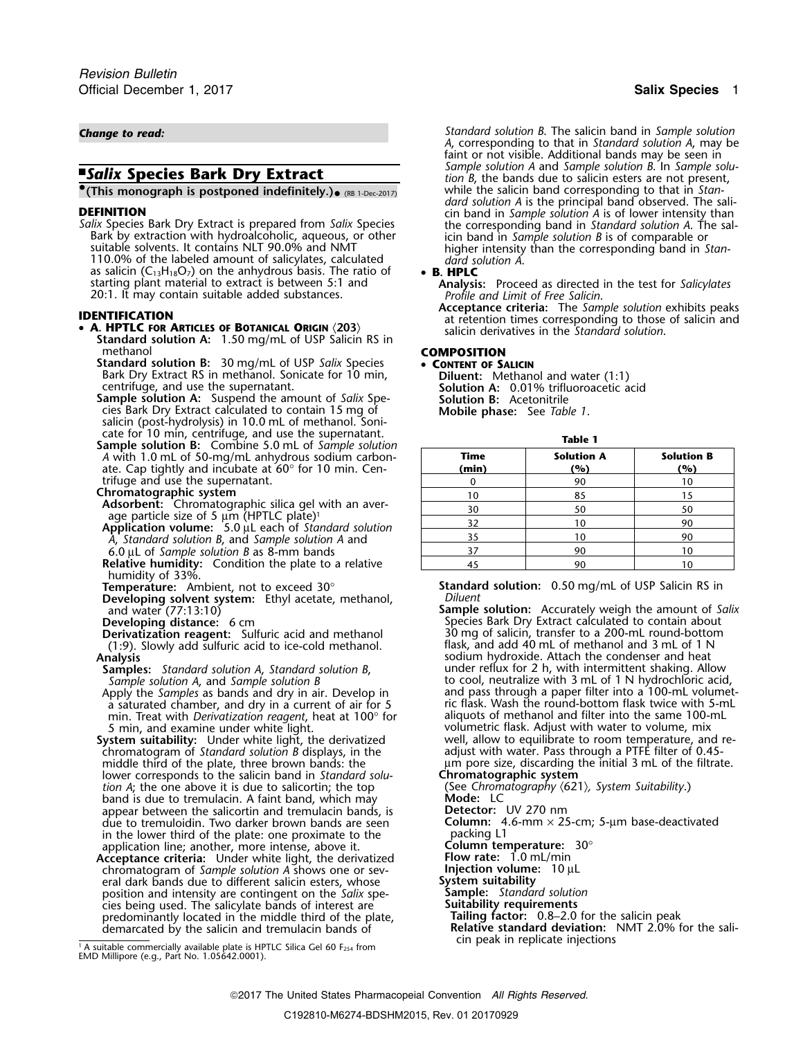*Change to read:*

# ■*Salix* Species Bark Dry Extract

•**(This monograph is postponed indefinitely.)**• (RB 1-Dec-2017)

## DEFINITION

*Salix* Species Bark Dry Extract is prepared from *Salix* Species Bark by extraction with hydroalcoholic, aqueous, or other suitable solvents. It contains NLT 90.0% and NMT 110.0% of the labeled amount of salicylates, calculated as salicin ($C_{13}H_{18}O_7$) on the anhydrous basis. The ratio of starting plant material to extract is between 5:1 and 20:1. It may contain suitable added substances.

## IDENTIFICATION

- **A. HPTLC for Articles of Botanical Origin 〈203〉**
  - **Standard solution A:** 1.50 mg/mL of USP Salicin RS in methanol
  - **Standard solution B:** 30 mg/mL of USP *Salix* Species Bark Dry Extract RS in methanol. Sonicate for 10 min, centrifuge, and use the supernatant.
  - **Sample solution A:** Suspend the amount of *Salix* Species Bark Dry Extract calculated to contain 15 mg of salicin (post-hydrolysis) in 10.0 mL of methanol. Sonicate for 10 min, centrifuge, and use the supernatant.
  - **Sample solution B:** Combine 5.0 mL of *Sample solution A* with 1.0 mL of 50-mg/mL anhydrous sodium carbonate. Cap tightly and incubate at 60° for 10 min. Centrifuge and use the supernatant.
  - **Chromatographic system**
    - **Adsorbent:** Chromatographic silica gel with an average particle size of 5 µm (HPTLC plate)[1]
    - **Application volume:** 5.0 µL each of *Standard solution A*, *Standard solution B*, and *Sample solution A* and 6.0 µL of *Sample solution B* as 8-mm bands
    - **Relative humidity:** Condition the plate to a relative humidity of 33%.
    - **Temperature:** Ambient, not to exceed 30°
    - **Developing solvent system:** Ethyl acetate, methanol, and water (77:13:10)
    - **Developing distance:** 6 cm
    - **Derivatization reagent:** Sulfuric acid and methanol (1:9). Slowly add sulfuric acid to ice-cold methanol.
  - **Analysis**
    - **Samples:** *Standard solution A*, *Standard solution B*, *Sample solution A*, and *Sample solution B*

    Apply the *Samples* as bands and dry in air. Develop in a saturated chamber, and dry in a current of air for 5 min. Treat with *Derivatization reagent*, heat at 100° for 5 min, and examine under white light.
  - **System suitability:** Under white light, the derivatized chromatogram of *Standard solution B* displays, in the middle third of the plate, three brown bands: the lower corresponds to the salicin band in *Standard solution A*; the one above it is due to salicortin; the top band is due to tremulacin. A faint band, which may appear between the salicortin and tremulacin bands, is due to tremuloidin. Two darker brown bands are seen in the lower third of the plate: one proximate to the application line; another, more intense, above it.
  - **Acceptance criteria:** Under white light, the derivatized chromatogram of *Sample solution A* shows one or several dark bands due to different salicin esters, whose position and intensity are contingent on the *Salix* species being used. The salicylate bands of interest are predominantly located in the middle third of the plate, demarcated by the salicin and tremulacin bands of *Standard solution B*. The salicin band in *Sample solution A*, corresponding to that in *Standard solution A*, may be faint or not visible. Additional bands may be seen in *Sample solution A* and *Sample solution B*. In *Sample solution B*, the bands due to salicin esters are not present, while the salicin band corresponding to that in *Standard solution A* is the principal band observed. The salicin band in *Sample solution A* is of lower intensity than the corresponding band in *Standard solution A*. The salicin band in *Sample solution B* is of comparable or higher intensity than the corresponding band in *Standard solution A*.
- **B. HPLC**
  - **Analysis:** Proceed as directed in the test for *Salicylates Profile and Limit of Free Salicin*.
  - **Acceptance criteria:** The *Sample solution* exhibits peaks at retention times corresponding to those of salicin and salicin derivatives in the *Standard solution*.

## COMPOSITION

- **Content of Salicin**
  - **Diluent:** Methanol and water (1:1)
  - **Solution A:** 0.01% trifluoroacetic acid
  - **Solution B:** Acetonitrile
  - **Mobile phase:** See *Table 1*.

**Table 1**

| Time (min) | Solution A (%) | Solution B (%) |
|---|---|---|
| 0 | 90 | 10 |
| 10 | 85 | 15 |
| 30 | 50 | 50 |
| 32 | 10 | 90 |
| 35 | 10 | 90 |
| 37 | 90 | 10 |
| 45 | 90 | 10 |

  - **Standard solution:** 0.50 mg/mL of USP Salicin RS in *Diluent*
  - **Sample solution:** Accurately weigh the amount of *Salix* Species Bark Dry Extract calculated to contain about 30 mg of salicin, transfer to a 200-mL round-bottom flask, and add 40 mL of methanol and 3 mL of 1 N sodium hydroxide. Attach the condenser and heat under reflux for 2 h, with intermittent shaking. Allow to cool, neutralize with 3 mL of 1 N hydrochloric acid, and pass through a paper filter into a 100-mL volumetric flask. Wash the round-bottom flask twice with 5-mL aliquots of methanol and filter into the same 100-mL volumetric flask. Adjust with water to volume, mix well, allow to equilibrate to room temperature, and readjust with water. Pass through a PTFE filter of 0.45-µm pore size, discarding the initial 3 mL of the filtrate.
  - **Chromatographic system**

    (See *Chromatography* 〈621〉*, System Suitability*.)
    - **Mode:** LC
    - **Detector:** UV 270 nm
    - **Column:** 4.6-mm × 25-cm; 5-µm base-deactivated packing L1
    - **Column temperature:** 30°
    - **Flow rate:** 1.0 mL/min
    - **Injection volume:** 10 µL
  - **System suitability**
    - **Sample:** *Standard solution*
    - **Suitability requirements**
      - **Tailing factor:** 0.8–2.0 for the salicin peak
      - **Relative standard deviation:** NMT 2.0% for the salicin peak in replicate injections

[1] A suitable commercially available plate is HPTLC Silica Gel 60 $F_{254}$ from EMD Millipore (e.g., Part No. 1.05642.0001).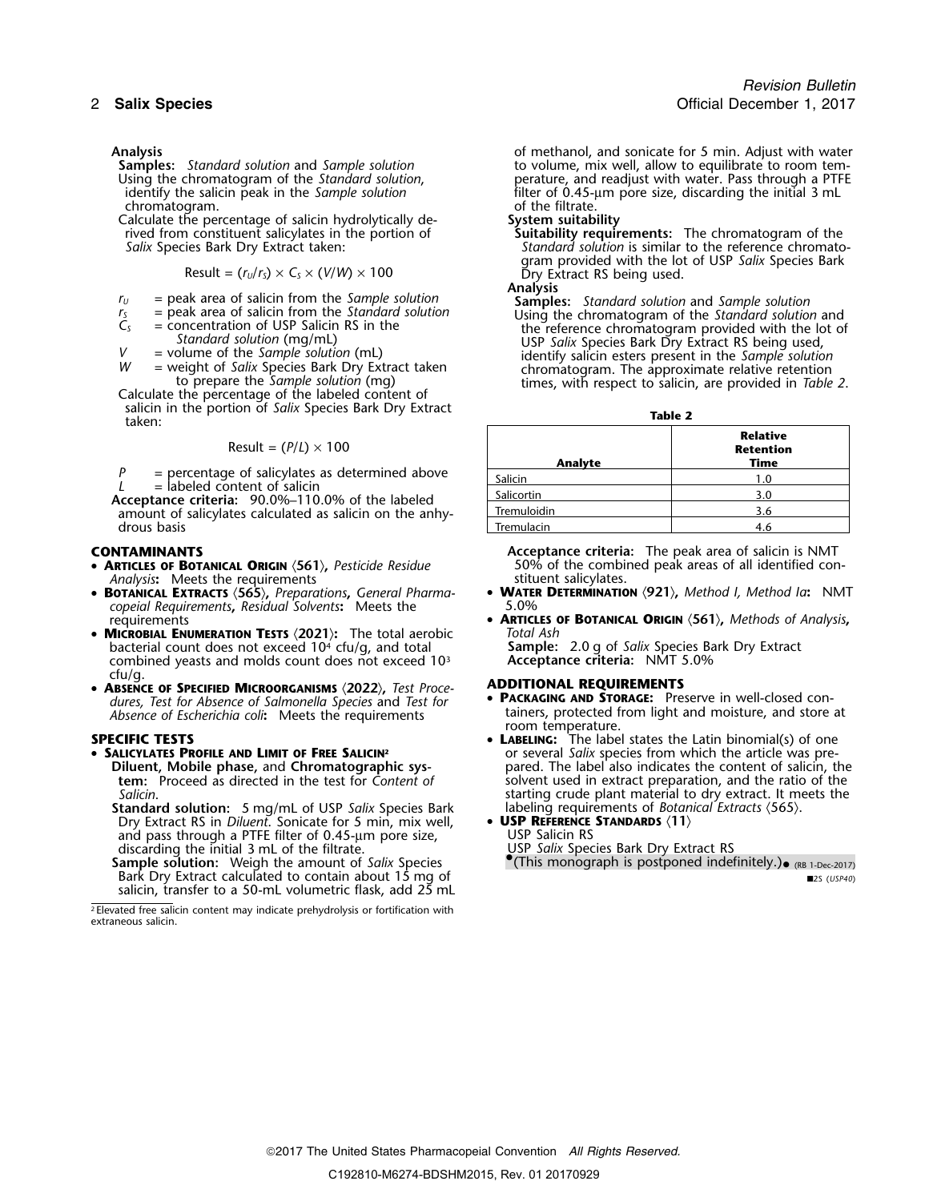**Analysis**

**Samples:** *Standard solution* and *Sample solution*

Using the chromatogram of the *Standard solution*, identify the salicin peak in the *Sample solution* chromatogram.

Calculate the percentage of salicin hydrolytically derived from constituent salicylates in the portion of *Salix* Species Bark Dry Extract taken:

$$\text{Result} = (r_U/r_S) \times C_S \times (V/W) \times 100$$

$r_U$ = peak area of salicin from the *Sample solution*
$r_S$ = peak area of salicin from the *Standard solution*
$C_S$ = concentration of USP Salicin RS in the *Standard solution* (mg/mL)
$V$ = volume of the *Sample solution* (mL)
$W$ = weight of *Salix* Species Bark Dry Extract taken to prepare the *Sample solution* (mg)

Calculate the percentage of the labeled content of salicin in the portion of *Salix* Species Bark Dry Extract taken:

$$\text{Result} = (P/L) \times 100$$

$P$ = percentage of salicylates as determined above
$L$ = labeled content of salicin

**Acceptance criteria:** 90.0%–110.0% of the labeled amount of salicylates calculated as salicin on the anhydrous basis

## CONTAMINANTS

- **Articles of Botanical Origin ⟨561⟩,** *Pesticide Residue Analysis***:** Meets the requirements
- **Botanical Extracts ⟨565⟩,** *Preparations***,** *General Pharmacopeial Requirements***,** *Residual Solvents***:** Meets the requirements
- **Microbial Enumeration Tests ⟨2021⟩:** The total aerobic bacterial count does not exceed $10^4$ cfu/g, and total combined yeasts and molds count does not exceed $10^3$ cfu/g.
- **Absence of Specified Microorganisms ⟨2022⟩,** *Test Procedures, Test for Absence of Salmonella Species* and *Test for Absence of Escherichia coli***:** Meets the requirements

## SPECIFIC TESTS

- **Salicylates Profile and Limit of Free Salicin**[2]

**Diluent, Mobile phase,** and **Chromatographic system:** Proceed as directed in the test for *Content of Salicin.*

**Standard solution:** 5 mg/mL of USP *Salix* Species Bark Dry Extract RS in *Diluent.* Sonicate for 5 min, mix well, and pass through a PTFE filter of 0.45-µm pore size, discarding the initial 3 mL of the filtrate.

**Sample solution:** Weigh the amount of *Salix* Species Bark Dry Extract calculated to contain about 15 mg of salicin, transfer to a 50-mL volumetric flask, add 25 mL of methanol, and sonicate for 5 min. Adjust with water to volume, mix well, allow to equilibrate to room temperature, and readjust with water. Pass through a PTFE filter of 0.45-µm pore size, discarding the initial 3 mL of the filtrate.

**System suitability**

**Suitability requirements:** The chromatogram of the *Standard solution* is similar to the reference chromatogram provided with the lot of USP *Salix* Species Bark Dry Extract RS being used.

**Analysis**

**Samples:** *Standard solution* and *Sample solution*

Using the chromatogram of the *Standard solution* and the reference chromatogram provided with the lot of USP *Salix* Species Bark Dry Extract RS being used, identify salicin esters present in the *Sample solution* chromatogram. The approximate relative retention times, with respect to salicin, are provided in *Table 2*.

**Table 2**

| Analyte | Relative Retention Time |
|---|---|
| Salicin | 1.0 |
| Salicortin | 3.0 |
| Tremuloidin | 3.6 |
| Tremulacin | 4.6 |

**Acceptance criteria:** The peak area of salicin is NMT 50% of the combined peak areas of all identified constituent salicylates.

- **Water Determination ⟨921⟩,** *Method I, Method Ia***:** NMT 5.0%
- **Articles of Botanical Origin ⟨561⟩,** *Methods of Analysis, Total Ash*

**Sample:** 2.0 g of *Salix* Species Bark Dry Extract

**Acceptance criteria:** NMT 5.0%

## ADDITIONAL REQUIREMENTS

- **Packaging and Storage:** Preserve in well-closed containers, protected from light and moisture, and store at room temperature.
- **Labeling:** The label states the Latin binomial(s) of one or several *Salix* species from which the article was prepared. The label also indicates the content of salicin, the solvent used in extract preparation, and the ratio of the starting crude plant material to dry extract. It meets the labeling requirements of *Botanical Extracts* ⟨565⟩.
- **USP Reference Standards ⟨11⟩**

USP Salicin RS

USP *Salix* Species Bark Dry Extract RS

•(This monograph is postponed indefinitely.)• (RB 1-Dec-2017)

■2S (USP40)

[2] Elevated free salicin content may indicate prehydrolysis or fortification with extraneous salicin.